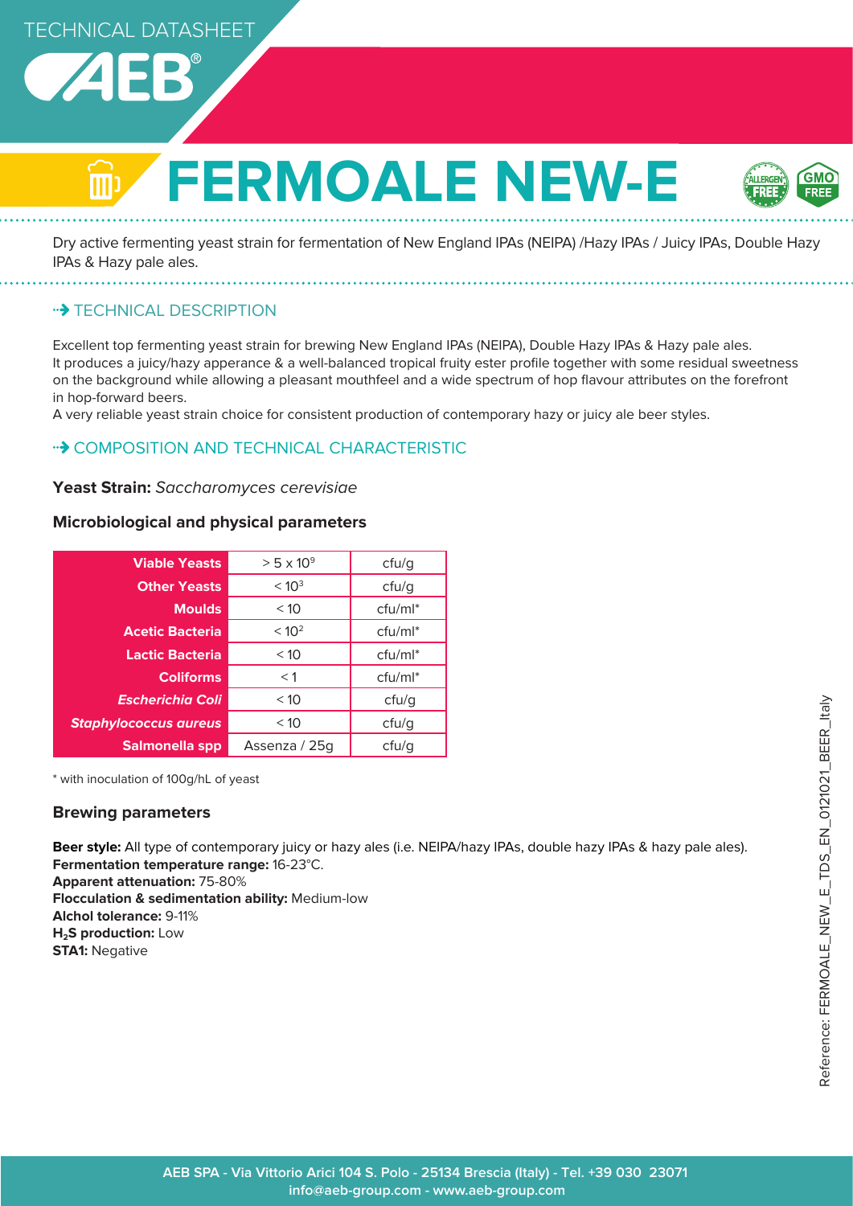TECHNICAL DATASHEET

# FERMOALE NEW-E

Dry active fermenting yeast strain for fermentation of New England IPAs (NEIPA) /Hazy IPAs / Juicy IPAs, Double Hazy IPAs & Hazy pale ales.

## TECHNICAL DESCRIPTION

Excellent top fermenting yeast strain for brewing New England IPAs (NEIPA), Double Hazy IPAs & Hazy pale ales.
It produces a juicy/hazy apperance & a well-balanced tropical fruity ester profile together with some residual sweetness on the background while allowing a pleasant mouthfeel and a wide spectrum of hop flavour attributes on the forefront in hop-forward beers.
A very reliable yeast strain choice for consistent production of contemporary hazy or juicy ale beer styles.

## COMPOSITION AND TECHNICAL CHARACTERISTIC

**Yeast Strain:** *Saccharomyces cerevisiae*

### Microbiological and physical parameters

| | | |
|---|---|---|
| **Viable Yeasts** | > 5 x $10^9$ | cfu/g |
| **Other Yeasts** | < $10^3$ | cfu/g |
| **Moulds** | < 10 | cfu/ml* |
| **Acetic Bacteria** | < $10^2$ | cfu/ml* |
| **Lactic Bacteria** | < 10 | cfu/ml* |
| **Coliforms** | < 1 | cfu/ml* |
| ***Escherichia Coli*** | < 10 | cfu/g |
| ***Staphylococcus aureus*** | < 10 | cfu/g |
| **Salmonella spp** | Assenza / 25g | cfu/g |

* with inoculation of 100g/hL of yeast

### Brewing parameters

**Beer style:** All type of contemporary juicy or hazy ales (i.e. NEIPA/hazy IPAs, double hazy IPAs & hazy pale ales).
**Fermentation temperature range:** 16-23°C.
**Apparent attenuation:** 75-80%
**Flocculation & sedimentation ability:** Medium-low
**Alchol tolerance:** 9-11%
**$H_2S$ production:** Low
**STA1:** Negative

Reference: FERMOALE_NEW_E_TDS_EN_0121021_BEER_Italy

AEB SPA - Via Vittorio Arici 104 S. Polo - 25134 Brescia (Italy) - Tel. +39 030 23071
info@aeb-group.com - www.aeb-group.com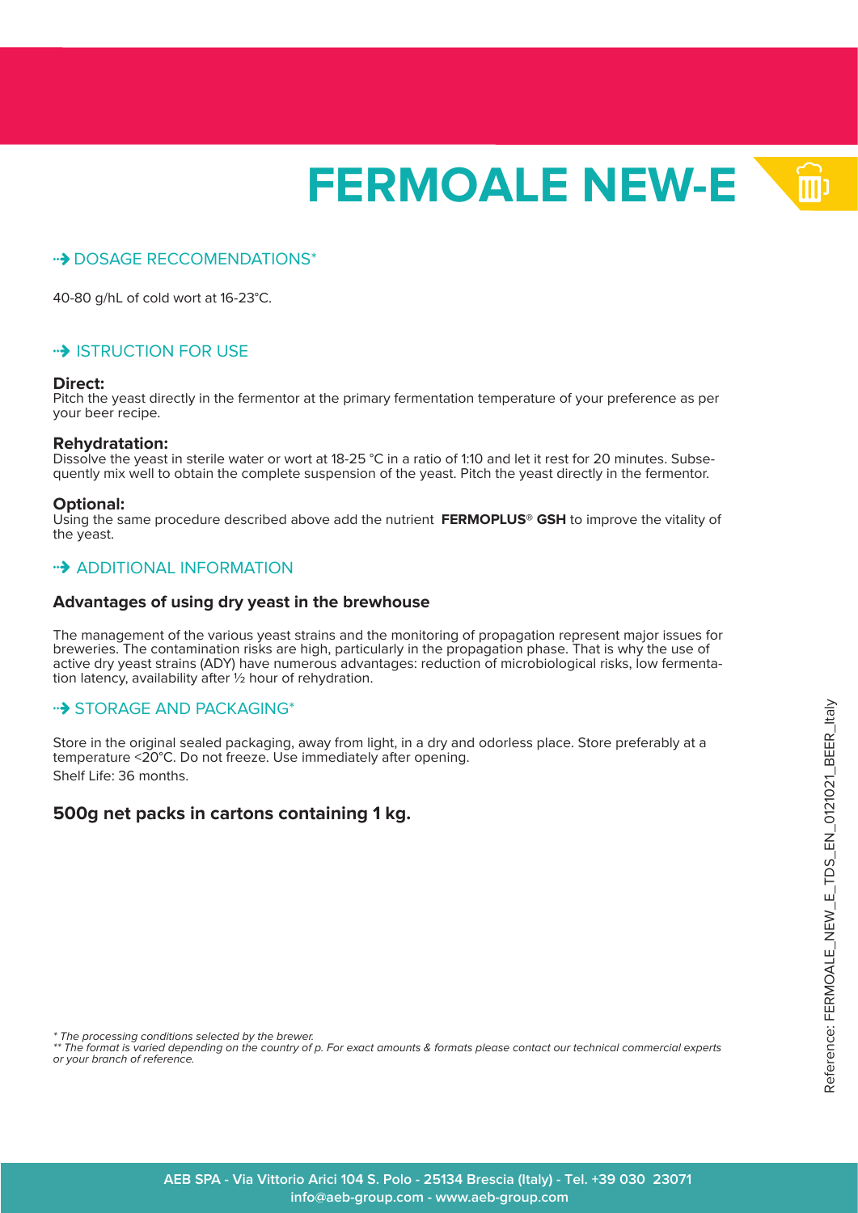# FERMOALE NEW-E

## DOSAGE RECCOMENDATIONS*

40-80 g/hL of cold wort at 16-23°C.

## ISTRUCTION FOR USE

**Direct:**
Pitch the yeast directly in the fermentor at the primary fermentation temperature of your preference as per your beer recipe.

**Rehydratation:**
Dissolve the yeast in sterile water or wort at 18-25 °C in a ratio of 1:10 and let it rest for 20 minutes. Subsequently mix well to obtain the complete suspension of the yeast. Pitch the yeast directly in the fermentor.

**Optional:**
Using the same procedure described above add the nutrient **FERMOPLUS® GSH** to improve the vitality of the yeast.

## ADDITIONAL INFORMATION

### Advantages of using dry yeast in the brewhouse

The management of the various yeast strains and the monitoring of propagation represent major issues for breweries. The contamination risks are high, particularly in the propagation phase. That is why the use of active dry yeast strains (ADY) have numerous advantages: reduction of microbiological risks, low fermentation latency, availability after ½ hour of rehydration.

## STORAGE AND PACKAGING*

Store in the original sealed packaging, away from light, in a dry and odorless place. Store preferably at a temperature <20°C. Do not freeze. Use immediately after opening.

Shelf Life: 36 months.

**500g net packs in cartons containing 1 kg.**

*\* The processing conditions selected by the brewer.*
*\*\* The format is varied depending on the country of p. For exact amounts & formats please contact our technical commercial experts or your branch of reference.*

Reference: FERMOALE_NEW_E_TDS_EN_0121021_BEER_Italy

AEB SPA - Via Vittorio Arici 104 S. Polo - 25134 Brescia (Italy) - Tel. +39 030 23071
info@aeb-group.com - www.aeb-group.com